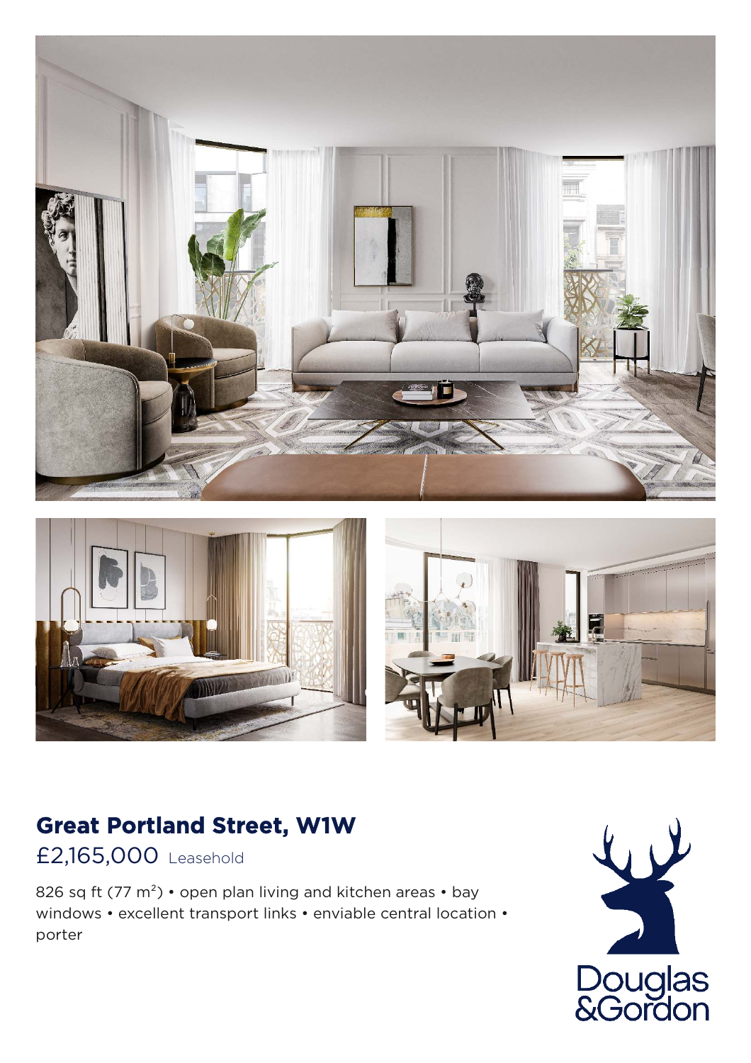# Great Portland Street, W1W

£2,165,000 Leasehold

826 sq ft (77 $m^2$) • open plan living and kitchen areas • bay windows • excellent transport links • enviable central location • porter

Douglas &Gordon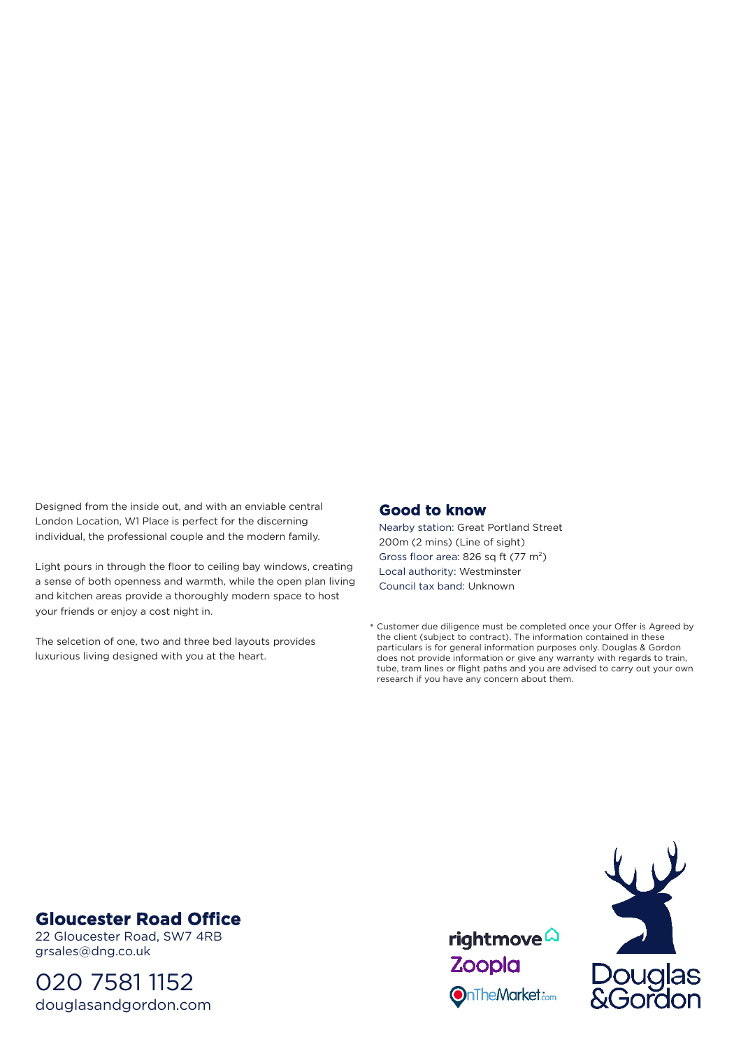Designed from the inside out, and with an enviable central London Location, W1 Place is perfect for the discerning individual, the professional couple and the modern family.

Light pours in through the floor to ceiling bay windows, creating a sense of both openness and warmth, while the open plan living and kitchen areas provide a thoroughly modern space to host your friends or enjoy a cost night in.

The selcetion of one, two and three bed layouts provides luxurious living designed with you at the heart.

## Good to know

Nearby station: Great Portland Street 200m (2 mins) (Line of sight)
Gross floor area: 826 sq ft (77 $m^2$)
Local authority: Westminster
Council tax band: Unknown

* Customer due diligence must be completed once your Offer is Agreed by the client (subject to contract). The information contained in these particulars is for general information purposes only. Douglas & Gordon does not provide information or give any warranty with regards to train, tube, tram lines or flight paths and you are advised to carry out your own research if you have any concern about them.

## Gloucester Road Office

22 Gloucester Road, SW7 4RB
grsales@dng.co.uk

020 7581 1152
douglasandgordon.com

rightmove
Zoopla
OnTheMarket.com

Douglas &Gordon